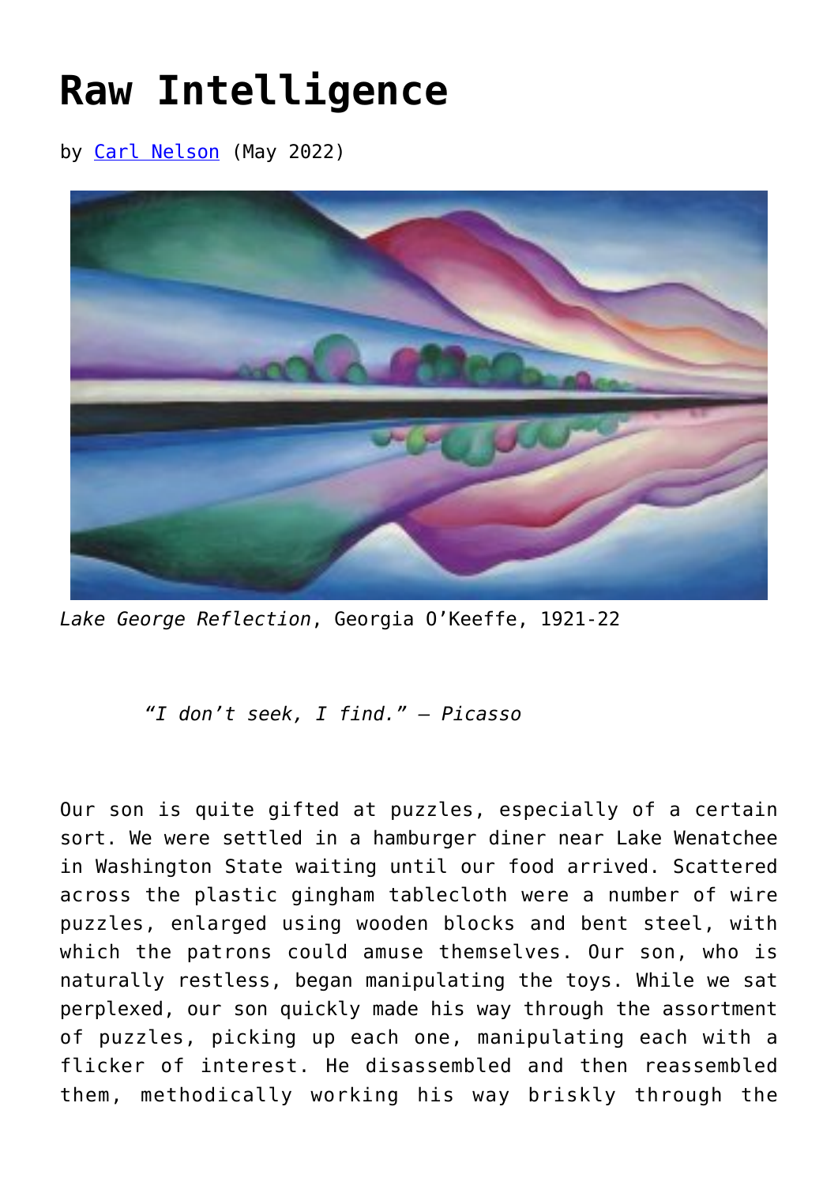# Raw Intelligence

by [Carl Nelson](#) (May 2022)

*Lake George Reflection*, Georgia O'Keeffe, 1921-22

> *"I don't seek, I find." – Picasso*

Our son is quite gifted at puzzles, especially of a certain sort. We were settled in a hamburger diner near Lake Wenatchee in Washington State waiting until our food arrived. Scattered across the plastic gingham tablecloth were a number of wire puzzles, enlarged using wooden blocks and bent steel, with which the patrons could amuse themselves. Our son, who is naturally restless, began manipulating the toys. While we sat perplexed, our son quickly made his way through the assortment of puzzles, picking up each one, manipulating each with a flicker of interest. He disassembled and then reassembled them, methodically working his way briskly through the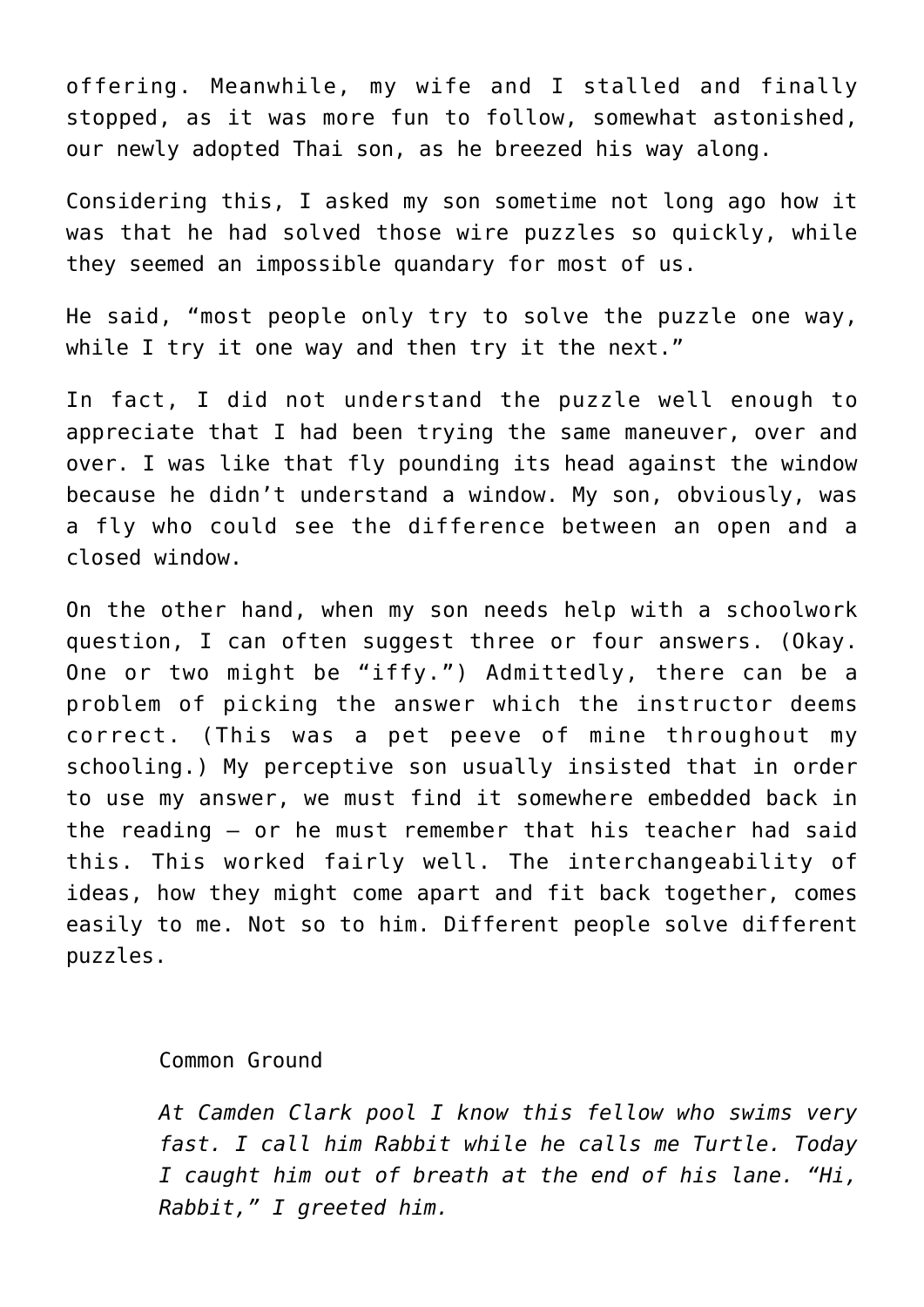offering. Meanwhile, my wife and I stalled and finally stopped, as it was more fun to follow, somewhat astonished, our newly adopted Thai son, as he breezed his way along.

Considering this, I asked my son sometime not long ago how it was that he had solved those wire puzzles so quickly, while they seemed an impossible quandary for most of us.

He said, “most people only try to solve the puzzle one way, while I try it one way and then try it the next.”

In fact, I did not understand the puzzle well enough to appreciate that I had been trying the same maneuver, over and over. I was like that fly pounding its head against the window because he didn’t understand a window. My son, obviously, was a fly who could see the difference between an open and a closed window.

On the other hand, when my son needs help with a schoolwork question, I can often suggest three or four answers. (Okay. One or two might be “iffy.”) Admittedly, there can be a problem of picking the answer which the instructor deems correct. (This was a pet peeve of mine throughout my schooling.) My perceptive son usually insisted that in order to use my answer, we must find it somewhere embedded back in the reading – or he must remember that his teacher had said this. This worked fairly well. The interchangeability of ideas, how they might come apart and fit back together, comes easily to me. Not so to him. Different people solve different puzzles.

Common Ground

*At Camden Clark pool I know this fellow who swims very fast. I call him Rabbit while he calls me Turtle. Today I caught him out of breath at the end of his lane. “Hi, Rabbit,” I greeted him.*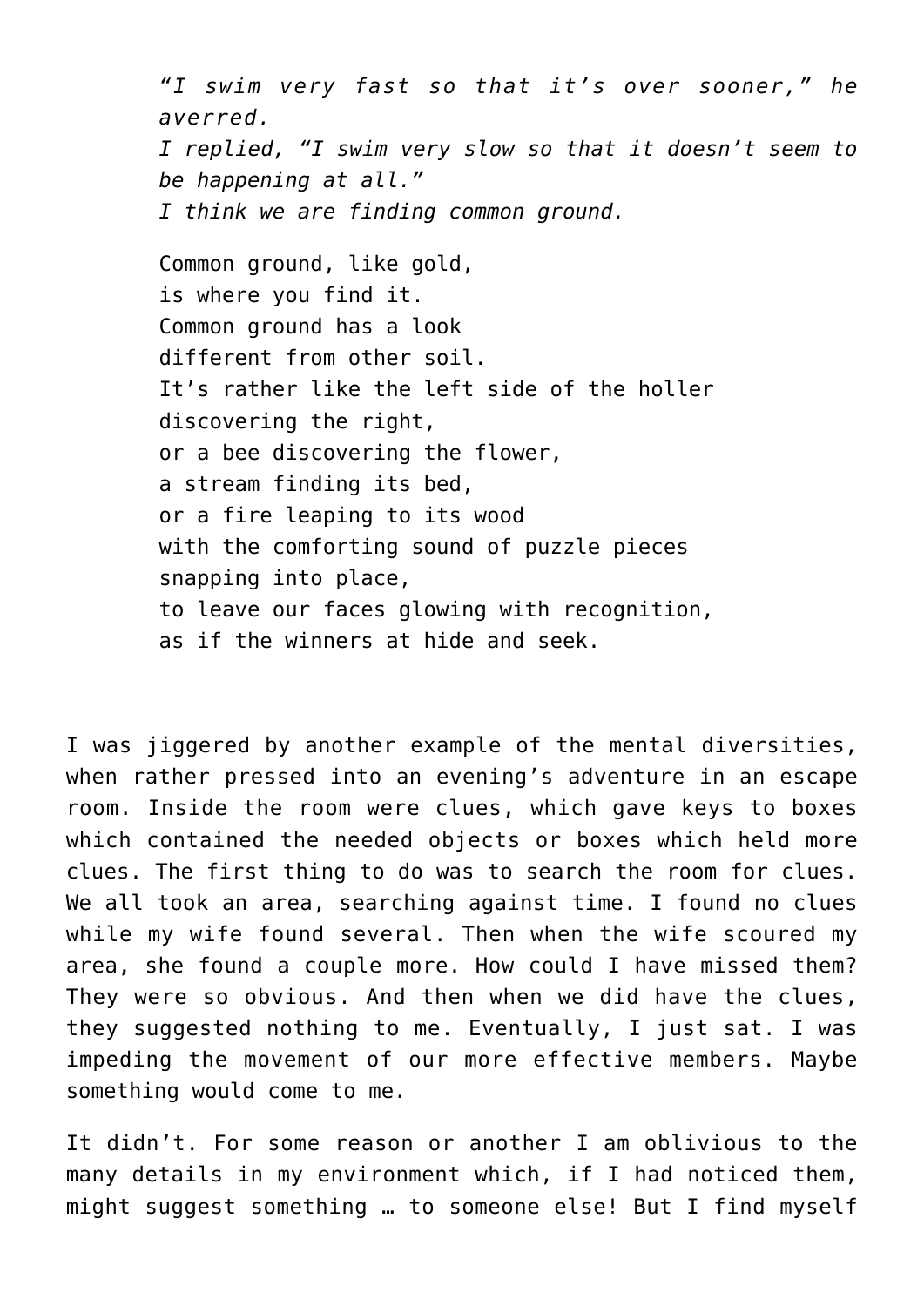*“I swim very fast so that it’s over sooner,” he averred.*
*I replied, “I swim very slow so that it doesn’t seem to be happening at all.”*
*I think we are finding common ground.*

Common ground, like gold,
is where you find it.
Common ground has a look
different from other soil.
It’s rather like the left side of the holler
discovering the right,
or a bee discovering the flower,
a stream finding its bed,
or a fire leaping to its wood
with the comforting sound of puzzle pieces
snapping into place,
to leave our faces glowing with recognition,
as if the winners at hide and seek.

I was jiggered by another example of the mental diversities, when rather pressed into an evening’s adventure in an escape room. Inside the room were clues, which gave keys to boxes which contained the needed objects or boxes which held more clues. The first thing to do was to search the room for clues. We all took an area, searching against time. I found no clues while my wife found several. Then when the wife scoured my area, she found a couple more. How could I have missed them? They were so obvious. And then when we did have the clues, they suggested nothing to me. Eventually, I just sat. I was impeding the movement of our more effective members. Maybe something would come to me.

It didn’t. For some reason or another I am oblivious to the many details in my environment which, if I had noticed them, might suggest something … to someone else! But I find myself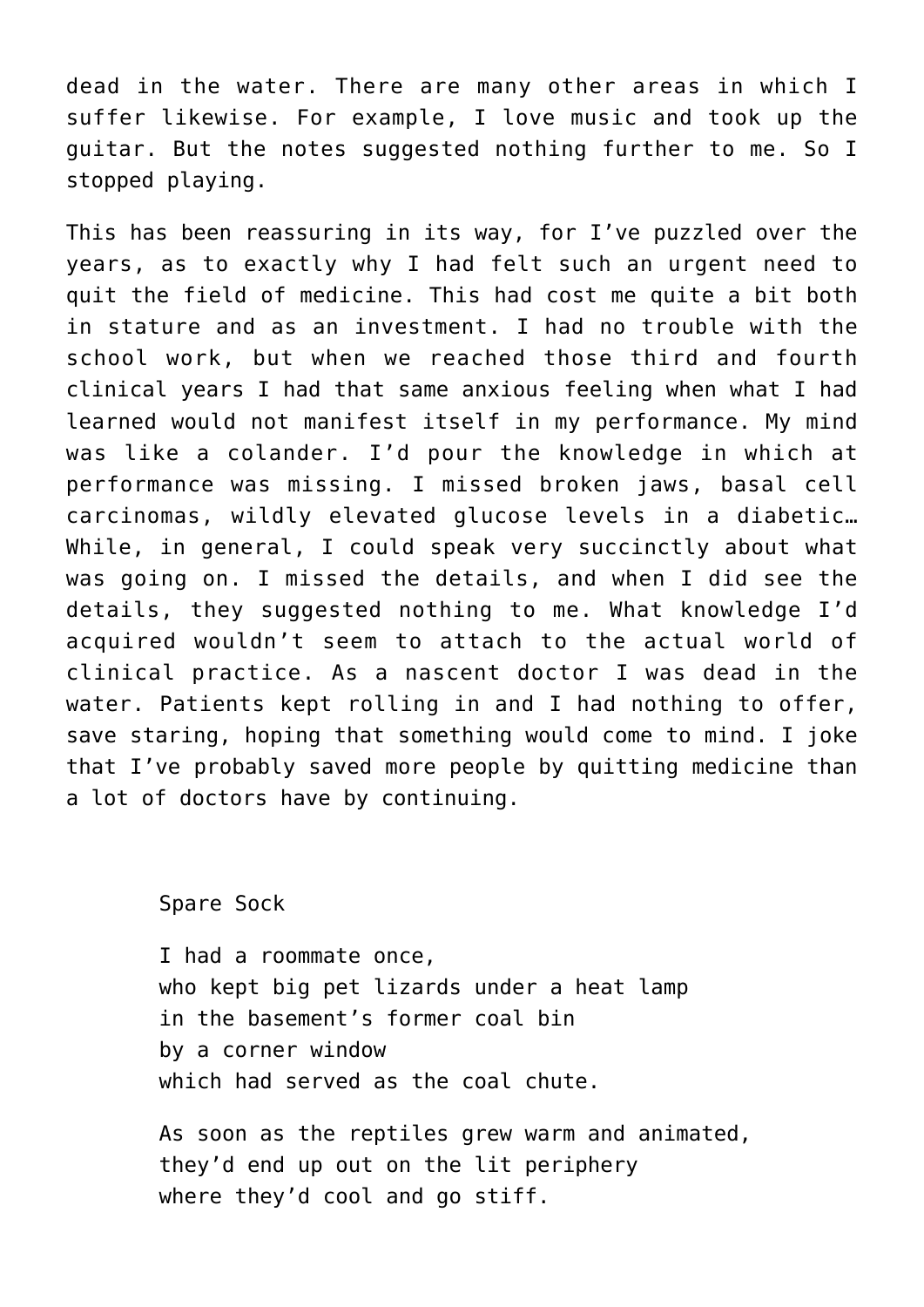dead in the water. There are many other areas in which I suffer likewise. For example, I love music and took up the guitar. But the notes suggested nothing further to me. So I stopped playing.

This has been reassuring in its way, for I've puzzled over the years, as to exactly why I had felt such an urgent need to quit the field of medicine. This had cost me quite a bit both in stature and as an investment. I had no trouble with the school work, but when we reached those third and fourth clinical years I had that same anxious feeling when what I had learned would not manifest itself in my performance. My mind was like a colander. I'd pour the knowledge in which at performance was missing. I missed broken jaws, basal cell carcinomas, wildly elevated glucose levels in a diabetic… While, in general, I could speak very succinctly about what was going on. I missed the details, and when I did see the details, they suggested nothing to me. What knowledge I'd acquired wouldn't seem to attach to the actual world of clinical practice. As a nascent doctor I was dead in the water. Patients kept rolling in and I had nothing to offer, save staring, hoping that something would come to mind. I joke that I've probably saved more people by quitting medicine than a lot of doctors have by continuing.

Spare Sock

I had a roommate once,  
who kept big pet lizards under a heat lamp  
in the basement's former coal bin  
by a corner window  
which had served as the coal chute.

As soon as the reptiles grew warm and animated,  
they'd end up out on the lit periphery  
where they'd cool and go stiff.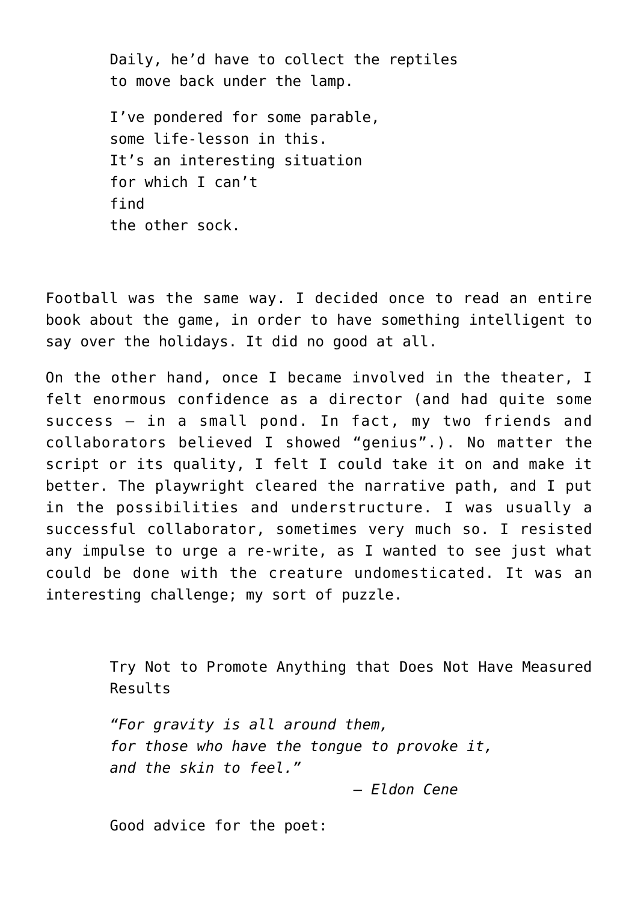Daily, he'd have to collect the reptiles
to move back under the lamp.

I've pondered for some parable,
some life-lesson in this.
It's an interesting situation
for which I can't
find
the other sock.

Football was the same way. I decided once to read an entire book about the game, in order to have something intelligent to say over the holidays. It did no good at all.

On the other hand, once I became involved in the theater, I felt enormous confidence as a director (and had quite some success – in a small pond. In fact, my two friends and collaborators believed I showed "genius".). No matter the script or its quality, I felt I could take it on and make it better. The playwright cleared the narrative path, and I put in the possibilities and understructure. I was usually a successful collaborator, sometimes very much so. I resisted any impulse to urge a re-write, as I wanted to see just what could be done with the creature undomesticated. It was an interesting challenge; my sort of puzzle.

Try Not to Promote Anything that Does Not Have Measured Results

*"For gravity is all around them,*
*for those who have the tongue to provoke it,*
*and the skin to feel."*
*– Eldon Cene*

Good advice for the poet: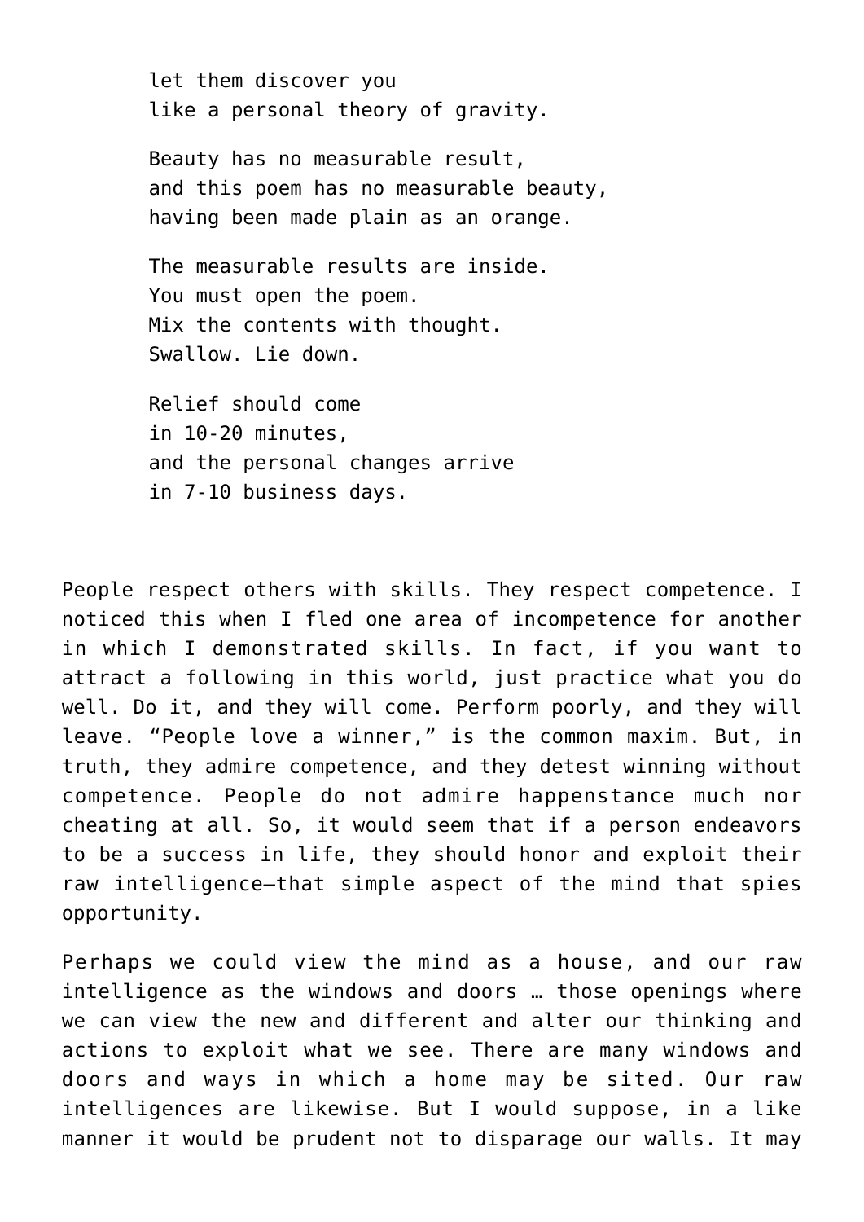let them discover you  
like a personal theory of gravity.

Beauty has no measurable result,  
and this poem has no measurable beauty,  
having been made plain as an orange.

The measurable results are inside.  
You must open the poem.  
Mix the contents with thought.  
Swallow. Lie down.

Relief should come  
in 10-20 minutes,  
and the personal changes arrive  
in 7-10 business days.

People respect others with skills. They respect competence. I noticed this when I fled one area of incompetence for another in which I demonstrated skills. In fact, if you want to attract a following in this world, just practice what you do well. Do it, and they will come. Perform poorly, and they will leave. "People love a winner," is the common maxim. But, in truth, they admire competence, and they detest winning without competence. People do not admire happenstance much nor cheating at all. So, it would seem that if a person endeavors to be a success in life, they should honor and exploit their raw intelligence—that simple aspect of the mind that spies opportunity.

Perhaps we could view the mind as a house, and our raw intelligence as the windows and doors … those openings where we can view the new and different and alter our thinking and actions to exploit what we see. There are many windows and doors and ways in which a home may be sited. Our raw intelligences are likewise. But I would suppose, in a like manner it would be prudent not to disparage our walls. It may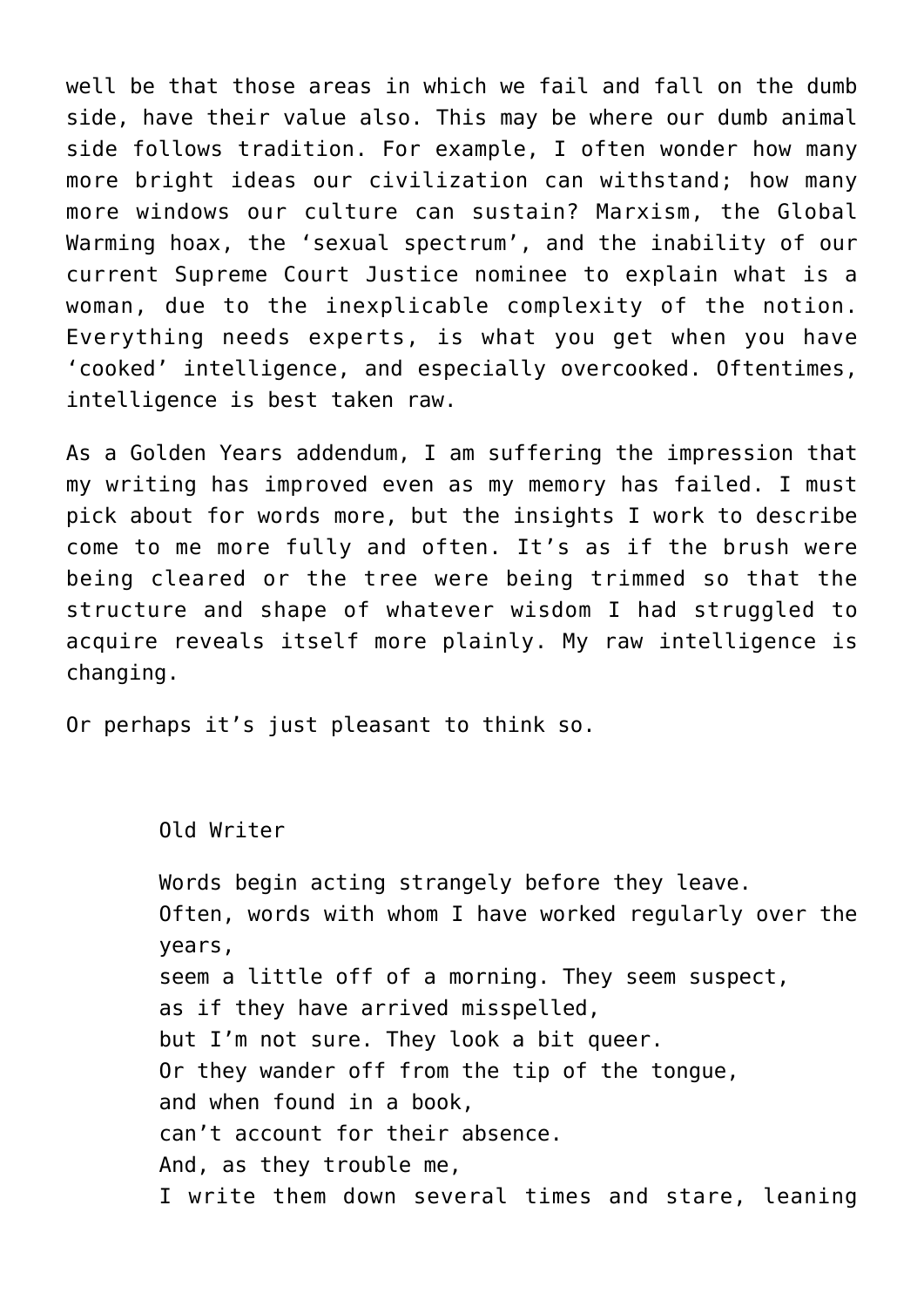well be that those areas in which we fail and fall on the dumb side, have their value also. This may be where our dumb animal side follows tradition. For example, I often wonder how many more bright ideas our civilization can withstand; how many more windows our culture can sustain? Marxism, the Global Warming hoax, the 'sexual spectrum', and the inability of our current Supreme Court Justice nominee to explain what is a woman, due to the inexplicable complexity of the notion. Everything needs experts, is what you get when you have 'cooked' intelligence, and especially overcooked. Oftentimes, intelligence is best taken raw.

As a Golden Years addendum, I am suffering the impression that my writing has improved even as my memory has failed. I must pick about for words more, but the insights I work to describe come to me more fully and often. It's as if the brush were being cleared or the tree were being trimmed so that the structure and shape of whatever wisdom I had struggled to acquire reveals itself more plainly. My raw intelligence is changing.

Or perhaps it's just pleasant to think so.

> Old Writer
>
> Words begin acting strangely before they leave.
> Often, words with whom I have worked regularly over the years,
> seem a little off of a morning. They seem suspect,
> as if they have arrived misspelled,
> but I'm not sure. They look a bit queer.
> Or they wander off from the tip of the tongue,
> and when found in a book,
> can't account for their absence.
> And, as they trouble me,
> I write them down several times and stare, leaning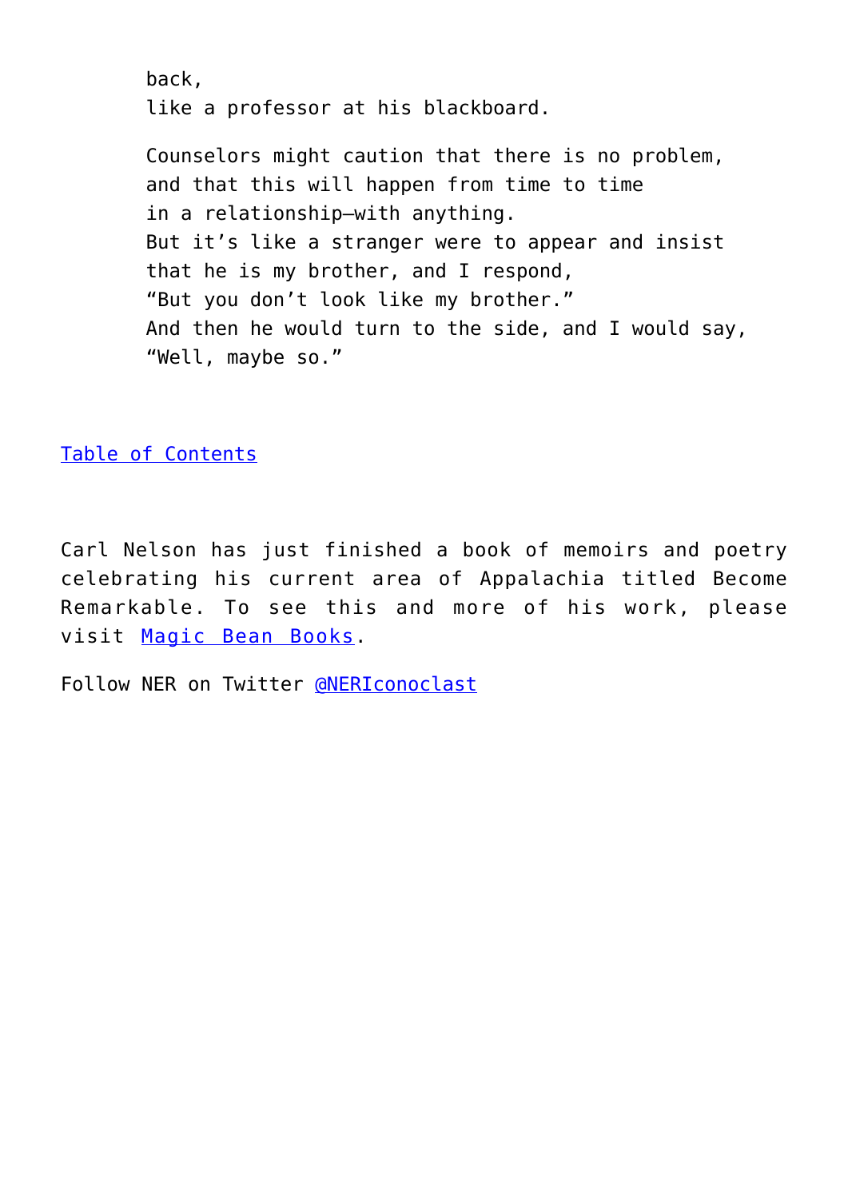back,
like a professor at his blackboard.

Counselors might caution that there is no problem,
and that this will happen from time to time
in a relationship—with anything.
But it's like a stranger were to appear and insist
that he is my brother, and I respond,
"But you don't look like my brother."
And then he would turn to the side, and I would say,
"Well, maybe so."

Table of Contents

Carl Nelson has just finished a book of memoirs and poetry celebrating his current area of Appalachia titled Become Remarkable. To see this and more of his work, please visit Magic Bean Books.

Follow NER on Twitter @NERIconoclast